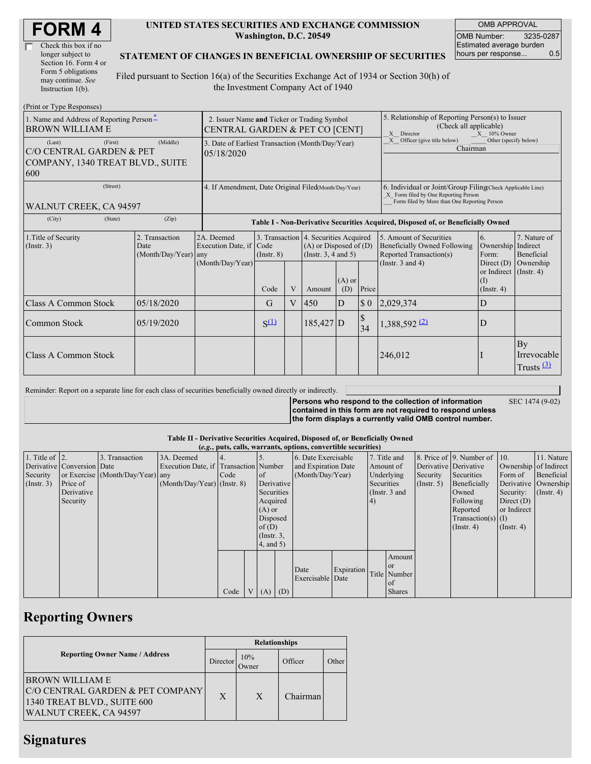# FORM 4

☐ Check this box if no longer subject to Section 16. Form 4 or Form 5 obligations may continue. *See* Instruction 1(b).

**UNITED STATES SECURITIES AND EXCHANGE COMMISSION**
**Washington, D.C. 20549**

**STATEMENT OF CHANGES IN BENEFICIAL OWNERSHIP OF SECURITIES**

Filed pursuant to Section 16(a) of the Securities Exchange Act of 1934 or Section 30(h) of the Investment Company Act of 1940

| OMB APPROVAL | |
|---|---|
| OMB Number: | 3235-0287 |
| Estimated average burden hours per response... | 0.5 |

(Print or Type Responses)

| 1. Name and Address of Reporting Person * | 2. Issuer Name **and** Ticker or Trading Symbol | 5. Relationship of Reporting Person(s) to Issuer (Check all applicable) |
|---|---|---|
| BROWN WILLIAM E | CENTRAL GARDEN & PET CO [CENT] | _X_ Director _X_ 10% Owner _X_ Officer (give title below) ___ Other (specify below) Chairman |
| (Last) (First) (Middle) C/O CENTRAL GARDEN & PET COMPANY, 1340 TREAT BLVD., SUITE 600 | 3. Date of Earliest Transaction (Month/Day/Year) 05/18/2020 | |
| (Street) WALNUT CREEK, CA 94597 | 4. If Amendment, Date Original Filed (Month/Day/Year) | 6. Individual or Joint/Group Filing (Check Applicable Line) _X_ Form filed by One Reporting Person ___ Form filed by More than One Reporting Person |
| (City) (State) (Zip) | | |

**Table I - Non-Derivative Securities Acquired, Disposed of, or Beneficially Owned**

| 1.Title of Security (Instr. 3) | 2. Transaction Date (Month/Day/Year) | 2A. Deemed Execution Date, if any (Month/Day/Year) | 3. Transaction Code (Instr. 8) | | 4. Securities Acquired (A) or Disposed of (D) (Instr. 3, 4 and 5) | | | 5. Amount of Securities Beneficially Owned Following Reported Transaction(s) (Instr. 3 and 4) | 6. Ownership Form: Direct (D) or Indirect (I) (Instr. 4) | 7. Nature of Indirect Beneficial Ownership (Instr. 4) |
|---|---|---|---|---|---|---|---|---|---|---|
| | | | Code | V | Amount | (A) or (D) | Price | | | |
| Class A Common Stock | 05/18/2020 | | G | V | 450 | D | $ 0 | 2,029,374 | D | |
| Common Stock | 05/19/2020 | | S [(1)] | | 185,427 | D | $ 34 | 1,388,592 [(2)] | D | |
| Class A Common Stock | | | | | | | | 246,012 | I | By Irrevocable Trusts [(3)] |

Reminder: Report on a separate line for each class of securities beneficially owned directly or indirectly.

**Persons who respond to the collection of information contained in this form are not required to respond unless the form displays a currently valid OMB control number.**

SEC 1474 (9-02)

**Table II - Derivative Securities Acquired, Disposed of, or Beneficially Owned**
**(*e.g.*, puts, calls, warrants, options, convertible securities)**

| 1. Title of Derivative Security (Instr. 3) | 2. Conversion or Exercise Price of Derivative Security | 3. Transaction Date (Month/Day/Year) | 3A. Deemed Execution Date, if any (Month/Day/Year) | 4. Transaction Code (Instr. 8) | | 5. Number of Derivative Securities Acquired (A) or Disposed of (D) (Instr. 3, 4, and 5) | | 6. Date Exercisable and Expiration Date (Month/Day/Year) | | 7. Title and Amount of Underlying Securities (Instr. 3 and 4) | | 8. Price of Derivative Security (Instr. 5) | 9. Number of Derivative Securities Beneficially Owned Following Reported Transaction(s) (Instr. 4) | 10. Ownership Form of Derivative Security: Direct (D) or Indirect (I) (Instr. 4) | 11. Nature of Indirect Beneficial Ownership (Instr. 4) |
|---|---|---|---|---|---|---|---|---|---|---|---|---|---|---|---|
| | | | | Code | V | (A) | (D) | Date Exercisable | Expiration Date | Title | Amount or Number of Shares | | | | |

## Reporting Owners

| Reporting Owner Name / Address | Relationships | | | |
|---|---|---|---|---|
| | Director | 10% Owner | Officer | Other |
| BROWN WILLIAM E C/O CENTRAL GARDEN & PET COMPANY 1340 TREAT BLVD., SUITE 600 WALNUT CREEK, CA 94597 | X | X | Chairman | |

## Signatures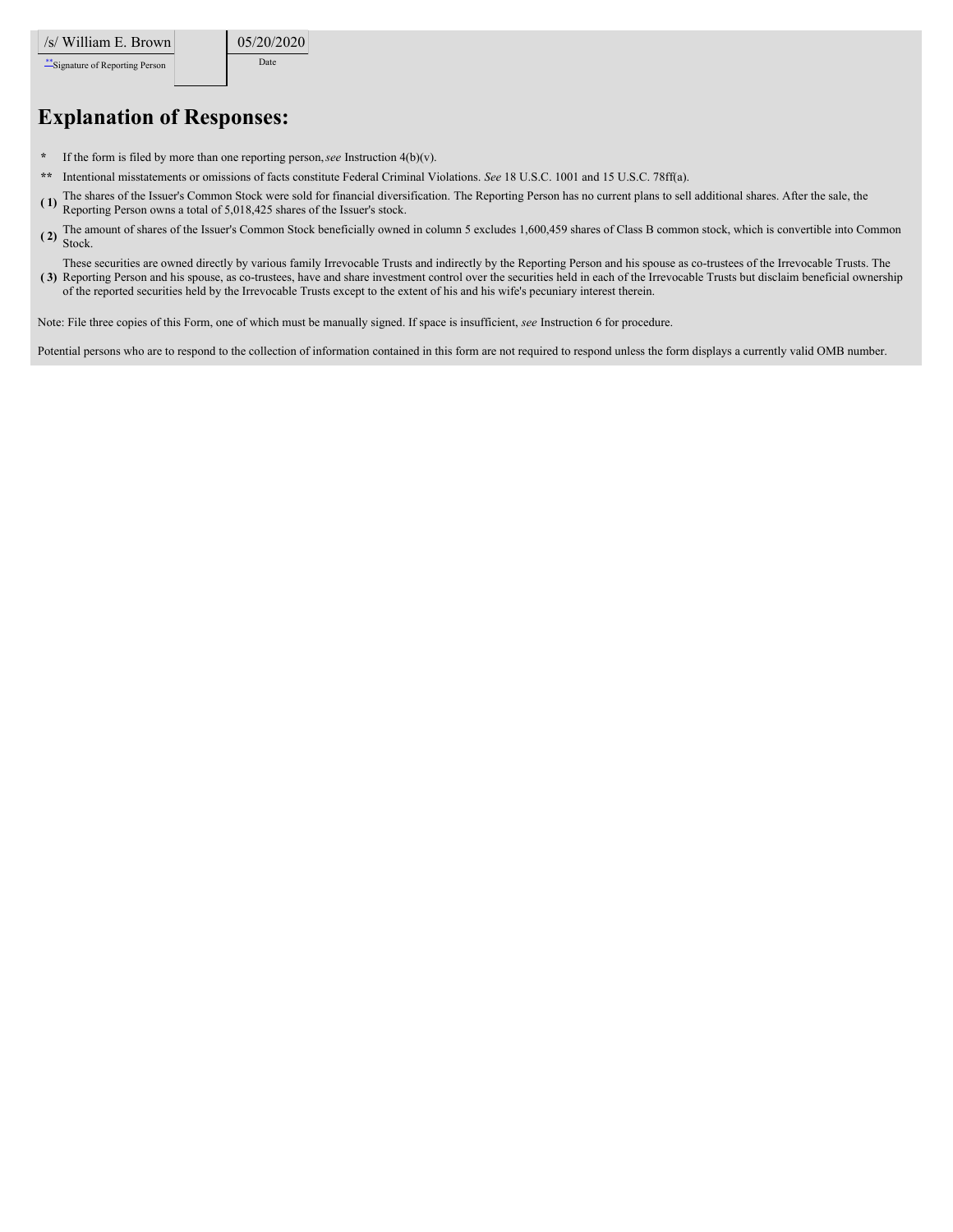| /s/ William E. Brown | 05/20/2020 |
| --- | --- |
| ** Signature of Reporting Person | Date |

# Explanation of Responses:

\* If the form is filed by more than one reporting person, *see* Instruction 4(b)(v).

\*\* Intentional misstatements or omissions of facts constitute Federal Criminal Violations. *See* 18 U.S.C. 1001 and 15 U.S.C. 78ff(a).

**( 1)** The shares of the Issuer's Common Stock were sold for financial diversification. The Reporting Person has no current plans to sell additional shares. After the sale, the Reporting Person owns a total of 5,018,425 shares of the Issuer's stock.

**( 2)** The amount of shares of the Issuer's Common Stock beneficially owned in column 5 excludes 1,600,459 shares of Class B common stock, which is convertible into Common Stock.

**( 3)** These securities are owned directly by various family Irrevocable Trusts and indirectly by the Reporting Person and his spouse as co-trustees of the Irrevocable Trusts. The Reporting Person and his spouse, as co-trustees, have and share investment control over the securities held in each of the Irrevocable Trusts but disclaim beneficial ownership of the reported securities held by the Irrevocable Trusts except to the extent of his and his wife's pecuniary interest therein.

Note: File three copies of this Form, one of which must be manually signed. If space is insufficient, *see* Instruction 6 for procedure.

Potential persons who are to respond to the collection of information contained in this form are not required to respond unless the form displays a currently valid OMB number.